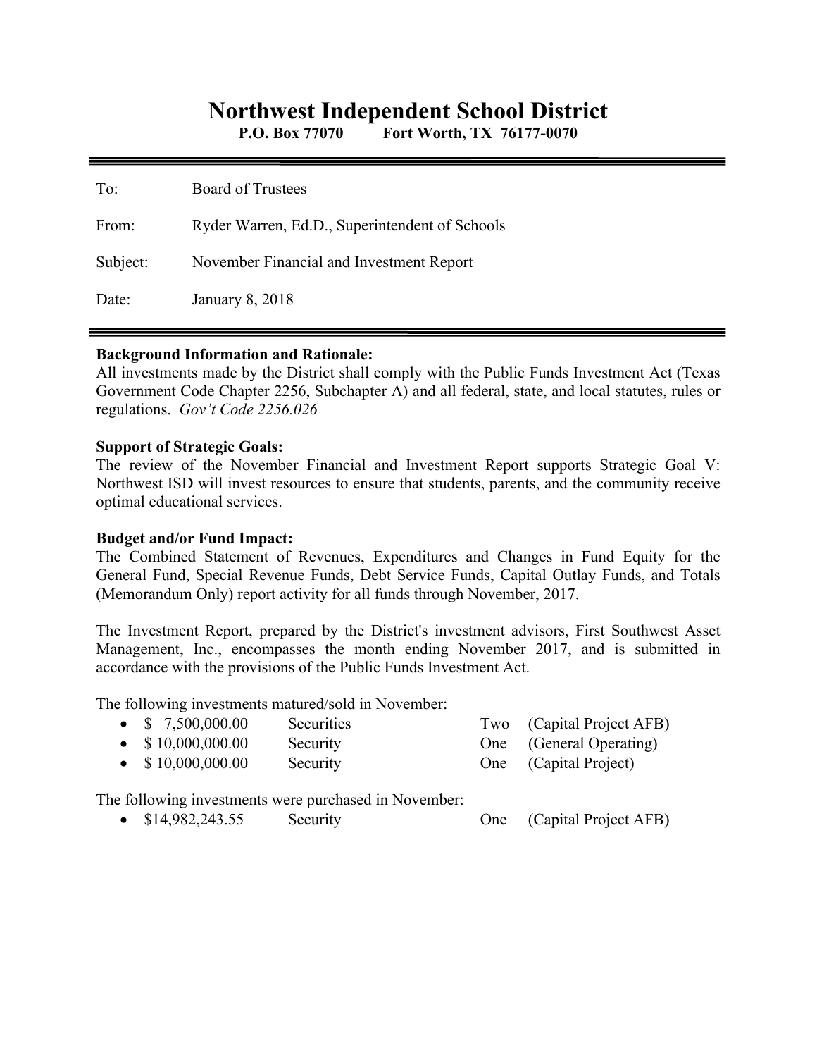# Northwest Independent School District

**P.O. Box 77070 Fort Worth, TX 76177-0070**

---

To: Board of Trustees

From: Ryder Warren, Ed.D., Superintendent of Schools

Subject: November Financial and Investment Report

Date: January 8, 2018

---

**Background Information and Rationale:**
All investments made by the District shall comply with the Public Funds Investment Act (Texas Government Code Chapter 2256, Subchapter A) and all federal, state, and local statutes, rules or regulations. *Gov't Code 2256.026*

**Support of Strategic Goals:**
The review of the November Financial and Investment Report supports Strategic Goal V: Northwest ISD will invest resources to ensure that students, parents, and the community receive optimal educational services.

**Budget and/or Fund Impact:**
The Combined Statement of Revenues, Expenditures and Changes in Fund Equity for the General Fund, Special Revenue Funds, Debt Service Funds, Capital Outlay Funds, and Totals (Memorandum Only) report activity for all funds through November, 2017.

The Investment Report, prepared by the District's investment advisors, First Southwest Asset Management, Inc., encompasses the month ending November 2017, and is submitted in accordance with the provisions of the Public Funds Investment Act.

The following investments matured/sold in November:

- $ 7,500,000.00 Securities Two (Capital Project AFB)
- $ 10,000,000.00 Security One (General Operating)
- $ 10,000,000.00 Security One (Capital Project)

The following investments were purchased in November:

- $14,982,243.55 Security One (Capital Project AFB)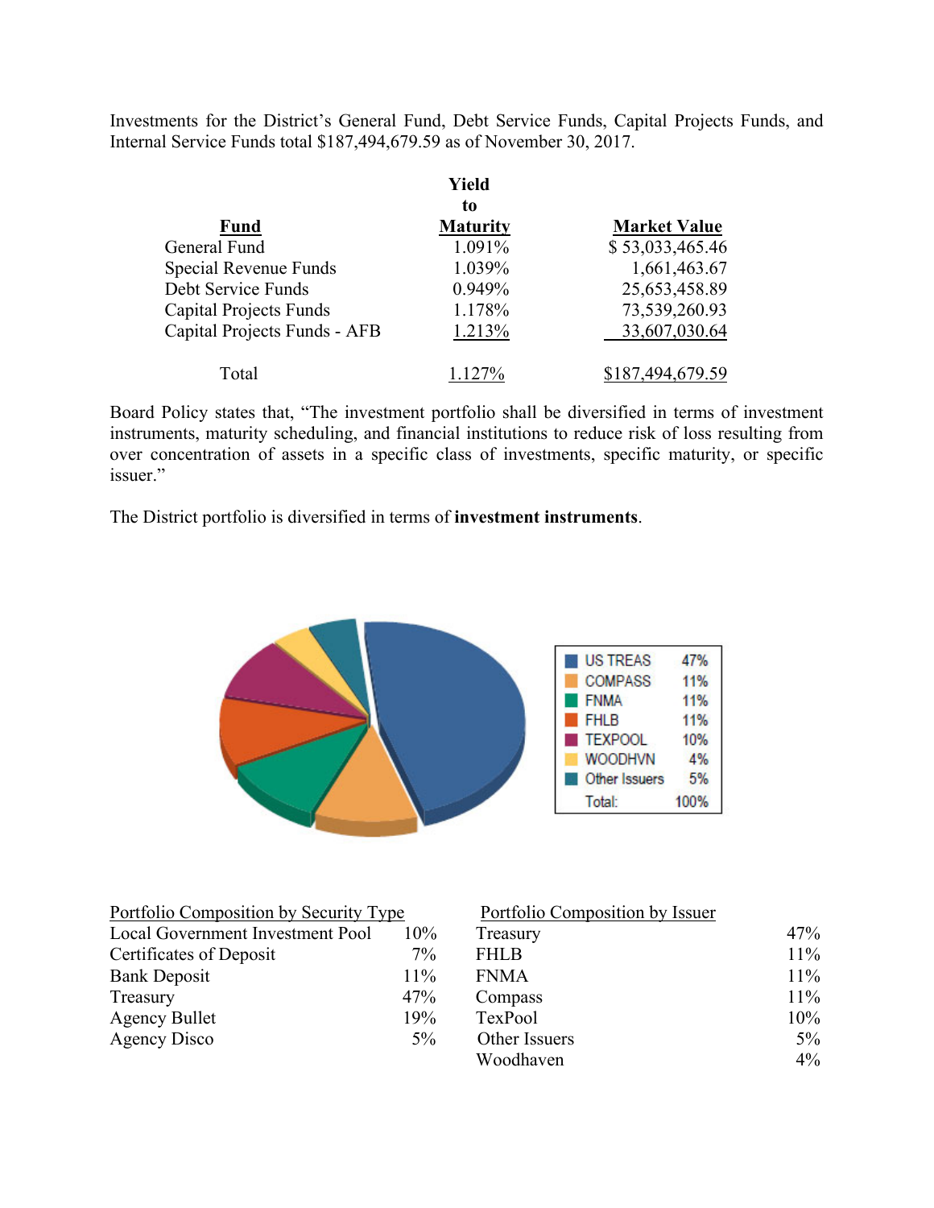Investments for the District's General Fund, Debt Service Funds, Capital Projects Funds, and Internal Service Funds total $187,494,679.59 as of November 30, 2017.

| Fund | Yield to Maturity | Market Value |
|---|---|---|
| General Fund | 1.091% | $ 53,033,465.46 |
| Special Revenue Funds | 1.039% | 1,661,463.67 |
| Debt Service Funds | 0.949% | 25,653,458.89 |
| Capital Projects Funds | 1.178% | 73,539,260.93 |
| Capital Projects Funds - AFB | 1.213% | 33,607,030.64 |
| Total | 1.127% | $187,494,679.59 |

Board Policy states that, "The investment portfolio shall be diversified in terms of investment instruments, maturity scheduling, and financial institutions to reduce risk of loss resulting from over concentration of assets in a specific class of investments, specific maturity, or specific issuer."

The District portfolio is diversified in terms of **investment instruments**.

| | |
|---|---|
| US TREAS | 47% |
| COMPASS | 11% |
| FNMA | 11% |
| FHLB | 11% |
| TEXPOOL | 10% |
| WOODHVN | 4% |
| Other Issuers | 5% |
| Total: | 100% |

| Portfolio Composition by Security Type | |
|---|---|
| Local Government Investment Pool | 10% |
| Certificates of Deposit | 7% |
| Bank Deposit | 11% |
| Treasury | 47% |
| Agency Bullet | 19% |
| Agency Disco | 5% |

| Portfolio Composition by Issuer | |
|---|---|
| Treasury | 47% |
| FHLB | 11% |
| FNMA | 11% |
| Compass | 11% |
| TexPool | 10% |
| Other Issuers | 5% |
| Woodhaven | 4% |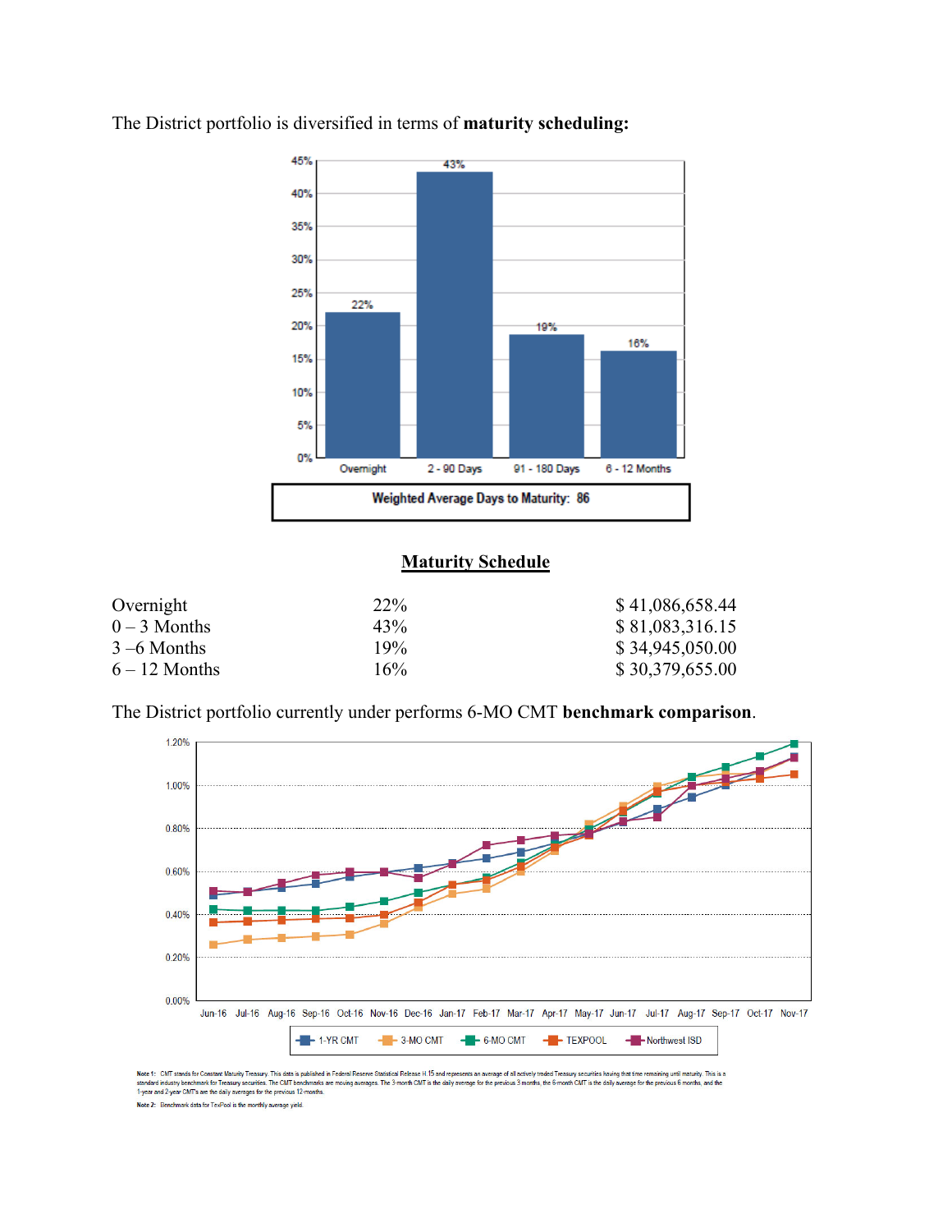The District portfolio is diversified in terms of **maturity scheduling:**

## Maturity Schedule

| | | |
|---|---|---|
| Overnight | 22% | $ 41,086,658.44 |
| 0 – 3 Months | 43% | $ 81,083,316.15 |
| 3 –6 Months | 19% | $ 34,945,050.00 |
| 6 – 12 Months | 16% | $ 30,379,655.00 |

The District portfolio currently under performs 6-MO CMT **benchmark comparison**.

Note 1: CMT stands for Constant Maturity Treasury. This data is published in Federal Reserve Statistical Release H.15 and represents an average of all actively traded Treasury securities having that time remaining until maturity. This is a standard industry benchmark for Treasury securities. The CMT benchmarks are moving averages. The 3-month CMT is the daily average for the previous 3 months, the 6-month CMT is the daily average for the previous 6 months, and the 1-year and 2-year CMT's are the daily averages for the previous 12-months.

Note 2: Benchmark data for TexPool is the monthly average yield.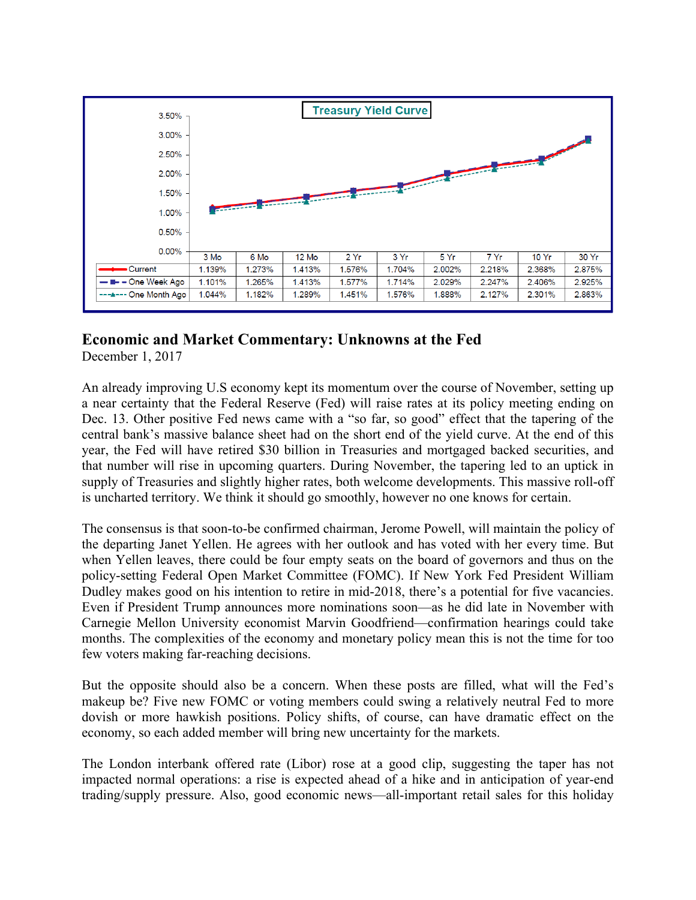**Treasury Yield Curve**

| | 3 Mo | 6 Mo | 12 Mo | 2 Yr | 3 Yr | 5 Yr | 7 Yr | 10 Yr | 30 Yr |
|---|---|---|---|---|---|---|---|---|---|
| Current | 1.139% | 1.273% | 1.413% | 1.576% | 1.704% | 2.002% | 2.218% | 2.368% | 2.875% |
| One Week Ago | 1.101% | 1.265% | 1.413% | 1.577% | 1.714% | 2.029% | 2.247% | 2.406% | 2.925% |
| One Month Ago | 1.044% | 1.182% | 1.289% | 1.451% | 1.576% | 1.888% | 2.127% | 2.301% | 2.863% |

## Economic and Market Commentary: Unknowns at the Fed

December 1, 2017

An already improving U.S economy kept its momentum over the course of November, setting up a near certainty that the Federal Reserve (Fed) will raise rates at its policy meeting ending on Dec. 13. Other positive Fed news came with a "so far, so good" effect that the tapering of the central bank's massive balance sheet had on the short end of the yield curve. At the end of this year, the Fed will have retired $30 billion in Treasuries and mortgaged backed securities, and that number will rise in upcoming quarters. During November, the tapering led to an uptick in supply of Treasuries and slightly higher rates, both welcome developments. This massive roll-off is uncharted territory. We think it should go smoothly, however no one knows for certain.

The consensus is that soon-to-be confirmed chairman, Jerome Powell, will maintain the policy of the departing Janet Yellen. He agrees with her outlook and has voted with her every time. But when Yellen leaves, there could be four empty seats on the board of governors and thus on the policy-setting Federal Open Market Committee (FOMC). If New York Fed President William Dudley makes good on his intention to retire in mid-2018, there's a potential for five vacancies. Even if President Trump announces more nominations soon—as he did late in November with Carnegie Mellon University economist Marvin Goodfriend—confirmation hearings could take months. The complexities of the economy and monetary policy mean this is not the time for too few voters making far-reaching decisions.

But the opposite should also be a concern. When these posts are filled, what will the Fed's makeup be? Five new FOMC or voting members could swing a relatively neutral Fed to more dovish or more hawkish positions. Policy shifts, of course, can have dramatic effect on the economy, so each added member will bring new uncertainty for the markets.

The London interbank offered rate (Libor) rose at a good clip, suggesting the taper has not impacted normal operations: a rise is expected ahead of a hike and in anticipation of year-end trading/supply pressure. Also, good economic news—all-important retail sales for this holiday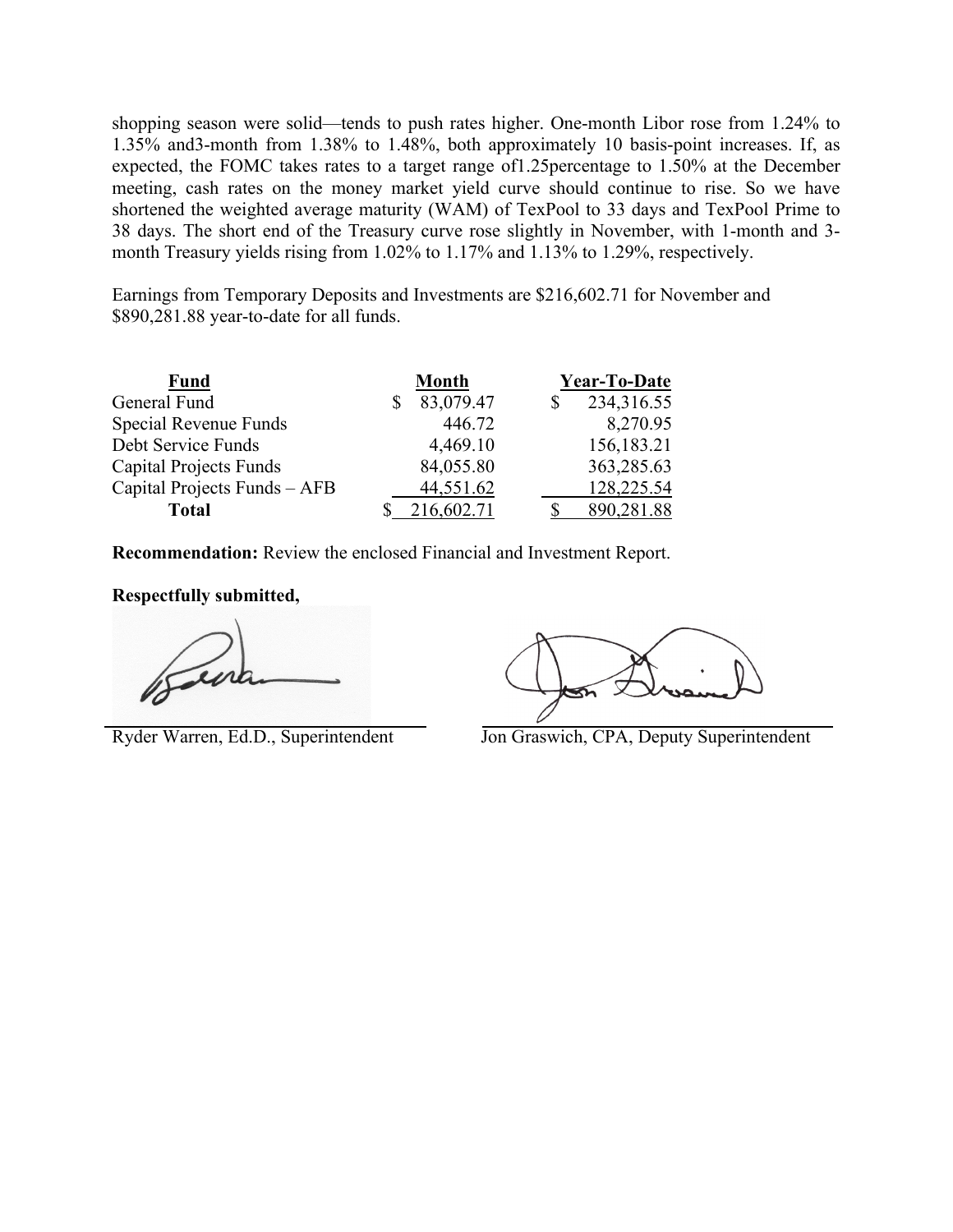shopping season were solid—tends to push rates higher. One-month Libor rose from 1.24% to 1.35% and3-month from 1.38% to 1.48%, both approximately 10 basis-point increases. If, as expected, the FOMC takes rates to a target range of1.25percentage to 1.50% at the December meeting, cash rates on the money market yield curve should continue to rise. So we have shortened the weighted average maturity (WAM) of TexPool to 33 days and TexPool Prime to 38 days. The short end of the Treasury curve rose slightly in November, with 1-month and 3-month Treasury yields rising from 1.02% to 1.17% and 1.13% to 1.29%, respectively.

Earnings from Temporary Deposits and Investments are $216,602.71 for November and $890,281.88 year-to-date for all funds.

| Fund | Month | Year-To-Date |
|---|---|---|
| General Fund | $ 83,079.47 | $ 234,316.55 |
| Special Revenue Funds | 446.72 | 8,270.95 |
| Debt Service Funds | 4,469.10 | 156,183.21 |
| Capital Projects Funds | 84,055.80 | 363,285.63 |
| Capital Projects Funds – AFB | 44,551.62 | 128,225.54 |
| **Total** | $ 216,602.71 | $ 890,281.88 |

**Recommendation:** Review the enclosed Financial and Investment Report.

**Respectfully submitted,**

Ryder Warren, Ed.D., Superintendent

Jon Graswich, CPA, Deputy Superintendent